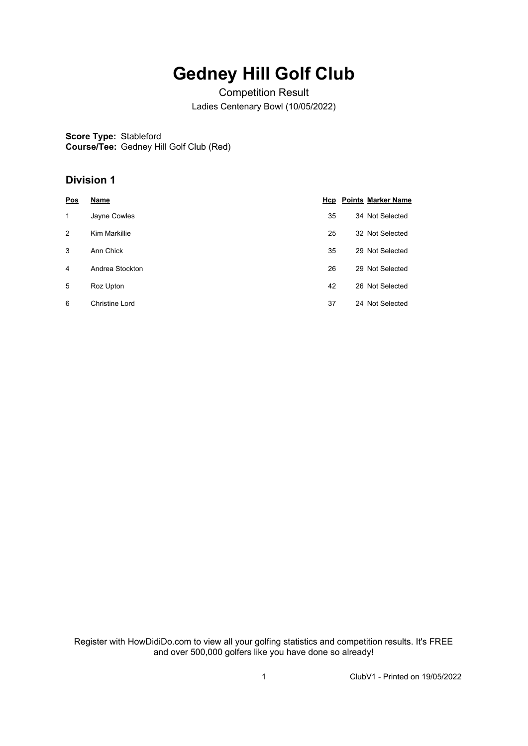# Gedney Hill Golf Club

Competition Result

Ladies Centenary Bowl (10/05/2022)

**Score Type:** Stableford
**Course/Tee:** Gedney Hill Golf Club (Red)

## Division 1

| Pos | Name | Hcp | Points | Marker Name |
|---|---|---|---|---|
| 1 | Jayne Cowles | 35 | 34 | Not Selected |
| 2 | Kim Markillie | 25 | 32 | Not Selected |
| 3 | Ann Chick | 35 | 29 | Not Selected |
| 4 | Andrea Stockton | 26 | 29 | Not Selected |
| 5 | Roz Upton | 42 | 26 | Not Selected |
| 6 | Christine Lord | 37 | 24 | Not Selected |

Register with HowDidiDo.com to view all your golfing statistics and competition results. It's FREE and over 500,000 golfers like you have done so already!

ClubV1 - Printed on 19/05/2022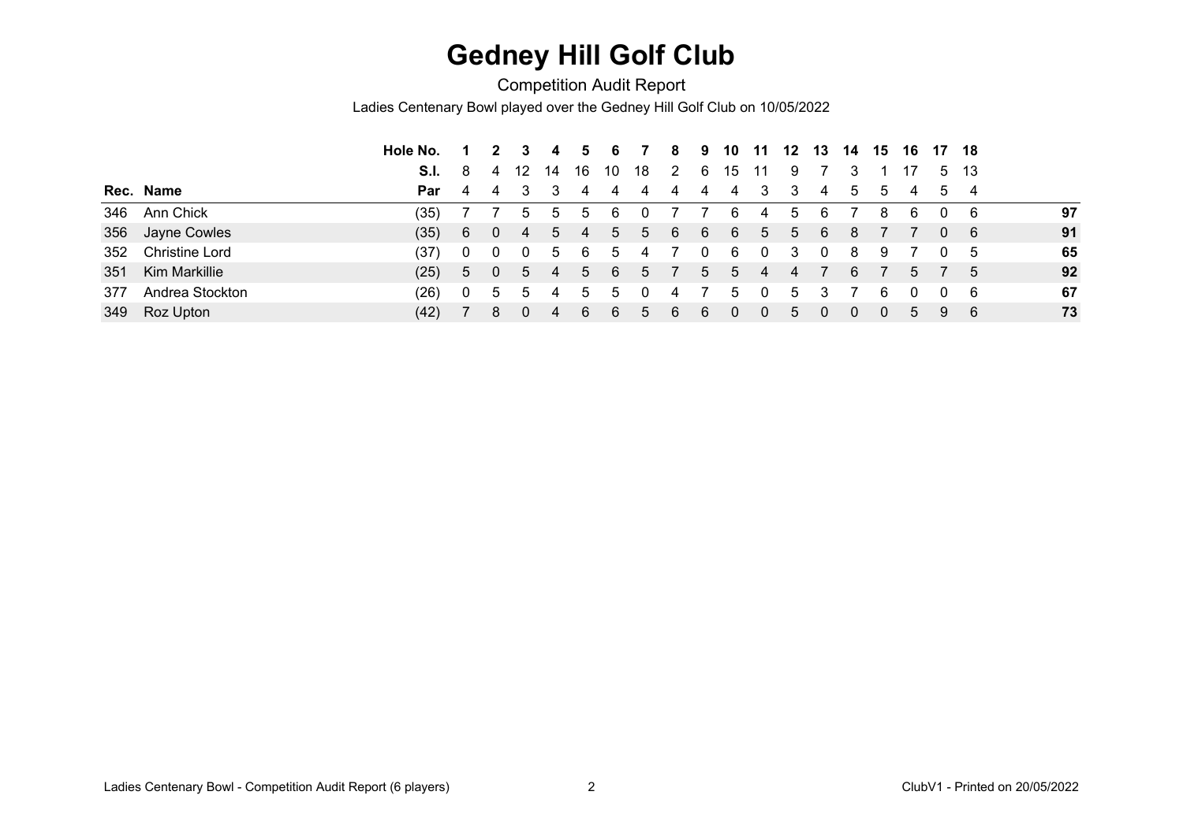# Gedney Hill Golf Club

Competition Audit Report

Ladies Centenary Bowl played over the Gedney Hill Golf Club on 10/05/2022

| Rec. | Name | Hole No. | 1 | 2 | 3 | 4 | 5 | 6 | 7 | 8 | 9 | 10 | 11 | 12 | 13 | 14 | 15 | 16 | 17 | 18 | |
|---|---|---|---|---|---|---|---|---|---|---|---|---|---|---|---|---|---|---|---|---|---|
| | | S.I. | 8 | 4 | 12 | 14 | 16 | 10 | 18 | 2 | 6 | 15 | 11 | 9 | 7 | 3 | 1 | 17 | 5 | 13 | |
| | | Par | 4 | 4 | 3 | 3 | 4 | 4 | 4 | 4 | 4 | 4 | 3 | 3 | 4 | 5 | 5 | 4 | 5 | 4 | |
| 346 | Ann Chick | (35) | 7 | 7 | 5 | 5 | 5 | 6 | 0 | 7 | 7 | 6 | 4 | 5 | 6 | 7 | 8 | 6 | 0 | 6 | **97** |
| 356 | Jayne Cowles | (35) | 6 | 0 | 4 | 5 | 4 | 5 | 5 | 6 | 6 | 6 | 5 | 5 | 6 | 8 | 7 | 7 | 0 | 6 | **91** |
| 352 | Christine Lord | (37) | 0 | 0 | 0 | 5 | 6 | 5 | 4 | 7 | 0 | 6 | 0 | 3 | 0 | 8 | 9 | 7 | 0 | 5 | **65** |
| 351 | Kim Markillie | (25) | 5 | 0 | 5 | 4 | 5 | 6 | 5 | 7 | 5 | 5 | 4 | 4 | 7 | 6 | 7 | 5 | 7 | 5 | **92** |
| 377 | Andrea Stockton | (26) | 0 | 5 | 5 | 4 | 5 | 5 | 0 | 4 | 7 | 5 | 0 | 5 | 3 | 7 | 6 | 0 | 0 | 6 | **67** |
| 349 | Roz Upton | (42) | 7 | 8 | 0 | 4 | 6 | 6 | 5 | 6 | 6 | 0 | 0 | 5 | 0 | 0 | 0 | 5 | 9 | 6 | **73** |

Ladies Centenary Bowl - Competition Audit Report (6 players)

ClubV1 - Printed on 20/05/2022